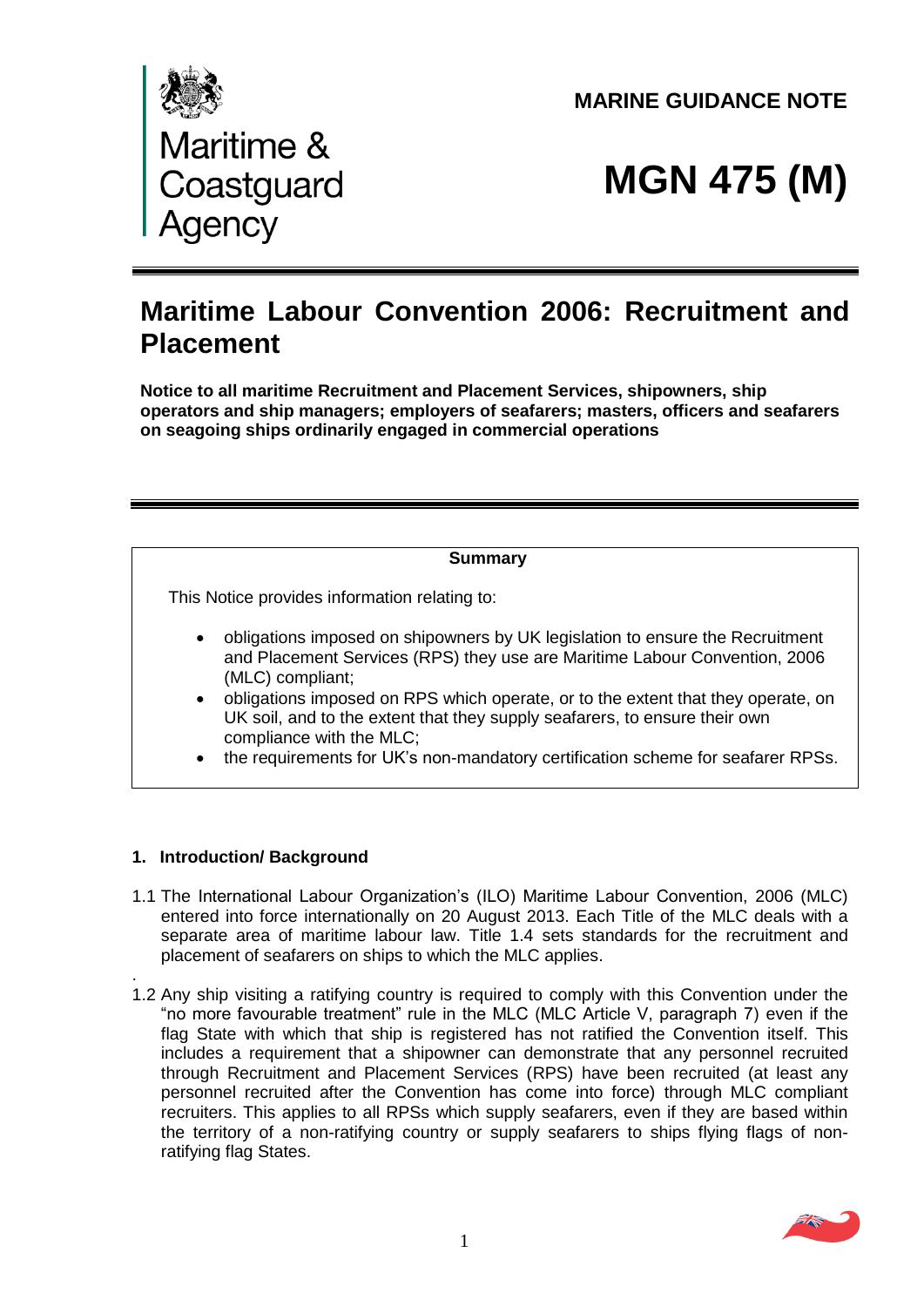Maritime & Coastguard Agency

MARINE GUIDANCE NOTE

# MGN 475 (M)

## Maritime Labour Convention 2006: Recruitment and Placement

**Notice to all maritime Recruitment and Placement Services, shipowners, ship operators and ship managers; employers of seafarers; masters, officers and seafarers on seagoing ships ordinarily engaged in commercial operations**

**Summary**

This Notice provides information relating to:

- obligations imposed on shipowners by UK legislation to ensure the Recruitment and Placement Services (RPS) they use are Maritime Labour Convention, 2006 (MLC) compliant;
- obligations imposed on RPS which operate, or to the extent that they operate, on UK soil, and to the extent that they supply seafarers, to ensure their own compliance with the MLC;
- the requirements for UK's non-mandatory certification scheme for seafarer RPSs.

### 1. Introduction/ Background

1.1 The International Labour Organization's (ILO) Maritime Labour Convention, 2006 (MLC) entered into force internationally on 20 August 2013. Each Title of the MLC deals with a separate area of maritime labour law. Title 1.4 sets standards for the recruitment and placement of seafarers on ships to which the MLC applies.

1.2 Any ship visiting a ratifying country is required to comply with this Convention under the "no more favourable treatment" rule in the MLC (MLC Article V, paragraph 7) even if the flag State with which that ship is registered has not ratified the Convention itself. This includes a requirement that a shipowner can demonstrate that any personnel recruited through Recruitment and Placement Services (RPS) have been recruited (at least any personnel recruited after the Convention has come into force) through MLC compliant recruiters. This applies to all RPSs which supply seafarers, even if they are based within the territory of a non-ratifying country or supply seafarers to ships flying flags of non-ratifying flag States.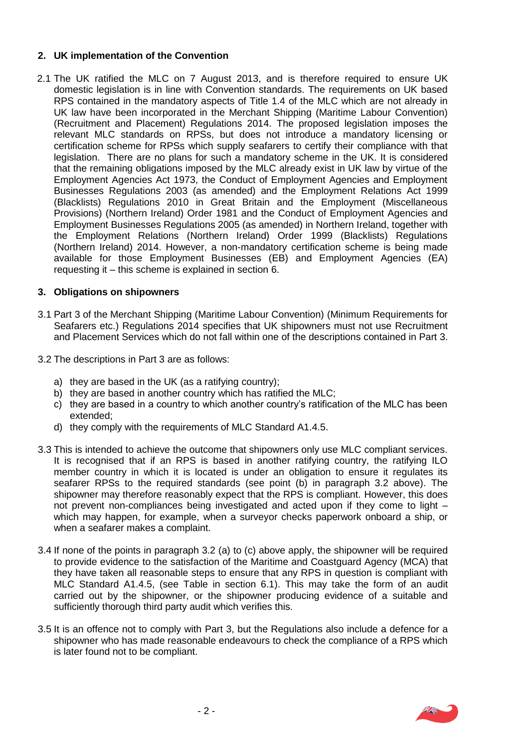## 2. UK implementation of the Convention

2.1 The UK ratified the MLC on 7 August 2013, and is therefore required to ensure UK domestic legislation is in line with Convention standards. The requirements on UK based RPS contained in the mandatory aspects of Title 1.4 of the MLC which are not already in UK law have been incorporated in the Merchant Shipping (Maritime Labour Convention) (Recruitment and Placement) Regulations 2014. The proposed legislation imposes the relevant MLC standards on RPSs, but does not introduce a mandatory licensing or certification scheme for RPSs which supply seafarers to certify their compliance with that legislation. There are no plans for such a mandatory scheme in the UK. It is considered that the remaining obligations imposed by the MLC already exist in UK law by virtue of the Employment Agencies Act 1973, the Conduct of Employment Agencies and Employment Businesses Regulations 2003 (as amended) and the Employment Relations Act 1999 (Blacklists) Regulations 2010 in Great Britain and the Employment (Miscellaneous Provisions) (Northern Ireland) Order 1981 and the Conduct of Employment Agencies and Employment Businesses Regulations 2005 (as amended) in Northern Ireland, together with the Employment Relations (Northern Ireland) Order 1999 (Blacklists) Regulations (Northern Ireland) 2014. However, a non-mandatory certification scheme is being made available for those Employment Businesses (EB) and Employment Agencies (EA) requesting it – this scheme is explained in section 6.

## 3. Obligations on shipowners

3.1 Part 3 of the Merchant Shipping (Maritime Labour Convention) (Minimum Requirements for Seafarers etc.) Regulations 2014 specifies that UK shipowners must not use Recruitment and Placement Services which do not fall within one of the descriptions contained in Part 3.

3.2 The descriptions in Part 3 are as follows:

a) they are based in the UK (as a ratifying country);
b) they are based in another country which has ratified the MLC;
c) they are based in a country to which another country's ratification of the MLC has been extended;
d) they comply with the requirements of MLC Standard A1.4.5.

3.3 This is intended to achieve the outcome that shipowners only use MLC compliant services. It is recognised that if an RPS is based in another ratifying country, the ratifying ILO member country in which it is located is under an obligation to ensure it regulates its seafarer RPSs to the required standards (see point (b) in paragraph 3.2 above). The shipowner may therefore reasonably expect that the RPS is compliant. However, this does not prevent non-compliances being investigated and acted upon if they come to light – which may happen, for example, when a surveyor checks paperwork onboard a ship, or when a seafarer makes a complaint.

3.4 If none of the points in paragraph 3.2 (a) to (c) above apply, the shipowner will be required to provide evidence to the satisfaction of the Maritime and Coastguard Agency (MCA) that they have taken all reasonable steps to ensure that any RPS in question is compliant with MLC Standard A1.4.5, (see Table in section 6.1). This may take the form of an audit carried out by the shipowner, or the shipowner producing evidence of a suitable and sufficiently thorough third party audit which verifies this.

3.5 It is an offence not to comply with Part 3, but the Regulations also include a defence for a shipowner who has made reasonable endeavours to check the compliance of a RPS which is later found not to be compliant.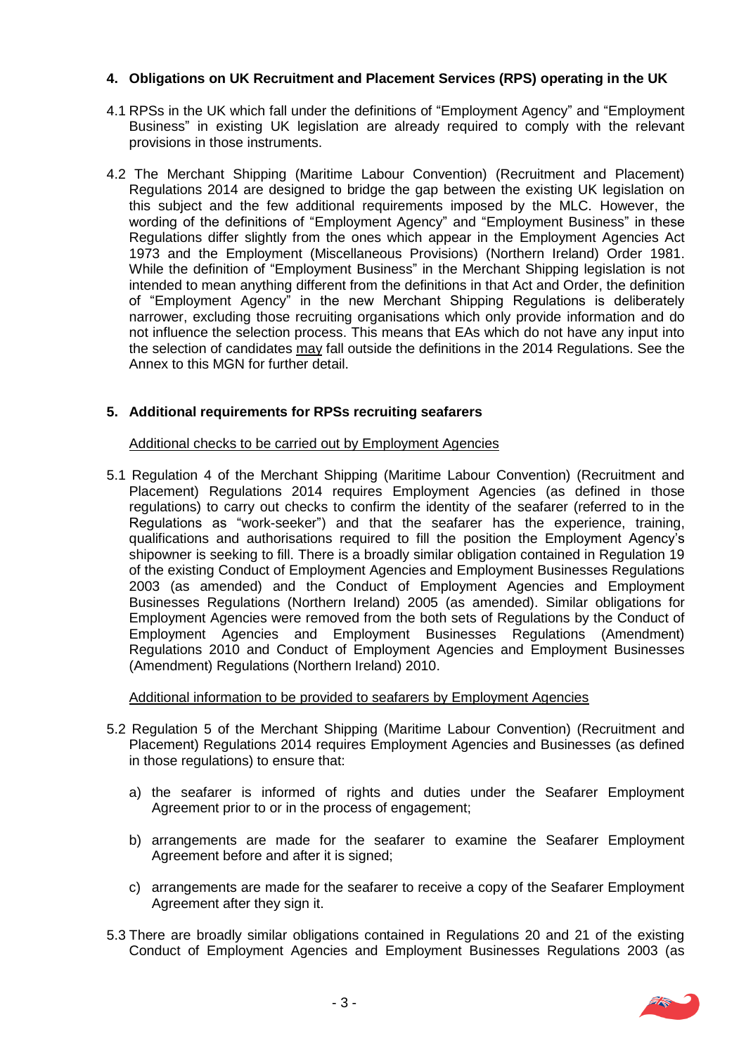## 4. Obligations on UK Recruitment and Placement Services (RPS) operating in the UK

4.1 RPSs in the UK which fall under the definitions of "Employment Agency" and "Employment Business" in existing UK legislation are already required to comply with the relevant provisions in those instruments.

4.2 The Merchant Shipping (Maritime Labour Convention) (Recruitment and Placement) Regulations 2014 are designed to bridge the gap between the existing UK legislation on this subject and the few additional requirements imposed by the MLC. However, the wording of the definitions of "Employment Agency" and "Employment Business" in these Regulations differ slightly from the ones which appear in the Employment Agencies Act 1973 and the Employment (Miscellaneous Provisions) (Northern Ireland) Order 1981. While the definition of "Employment Business" in the Merchant Shipping legislation is not intended to mean anything different from the definitions in that Act and Order, the definition of "Employment Agency" in the new Merchant Shipping Regulations is deliberately narrower, excluding those recruiting organisations which only provide information and do not influence the selection process. This means that EAs which do not have any input into the selection of candidates <u>may</u> fall outside the definitions in the 2014 Regulations. See the Annex to this MGN for further detail.

## 5. Additional requirements for RPSs recruiting seafarers

<u>Additional checks to be carried out by Employment Agencies</u>

5.1 Regulation 4 of the Merchant Shipping (Maritime Labour Convention) (Recruitment and Placement) Regulations 2014 requires Employment Agencies (as defined in those regulations) to carry out checks to confirm the identity of the seafarer (referred to in the Regulations as "work-seeker") and that the seafarer has the experience, training, qualifications and authorisations required to fill the position the Employment Agency's shipowner is seeking to fill. There is a broadly similar obligation contained in Regulation 19 of the existing Conduct of Employment Agencies and Employment Businesses Regulations 2003 (as amended) and the Conduct of Employment Agencies and Employment Businesses Regulations (Northern Ireland) 2005 (as amended). Similar obligations for Employment Agencies were removed from the both sets of Regulations by the Conduct of Employment Agencies and Employment Businesses Regulations (Amendment) Regulations 2010 and Conduct of Employment Agencies and Employment Businesses (Amendment) Regulations (Northern Ireland) 2010.

<u>Additional information to be provided to seafarers by Employment Agencies</u>

5.2 Regulation 5 of the Merchant Shipping (Maritime Labour Convention) (Recruitment and Placement) Regulations 2014 requires Employment Agencies and Businesses (as defined in those regulations) to ensure that:

a) the seafarer is informed of rights and duties under the Seafarer Employment Agreement prior to or in the process of engagement;

b) arrangements are made for the seafarer to examine the Seafarer Employment Agreement before and after it is signed;

c) arrangements are made for the seafarer to receive a copy of the Seafarer Employment Agreement after they sign it.

5.3 There are broadly similar obligations contained in Regulations 20 and 21 of the existing Conduct of Employment Agencies and Employment Businesses Regulations 2003 (as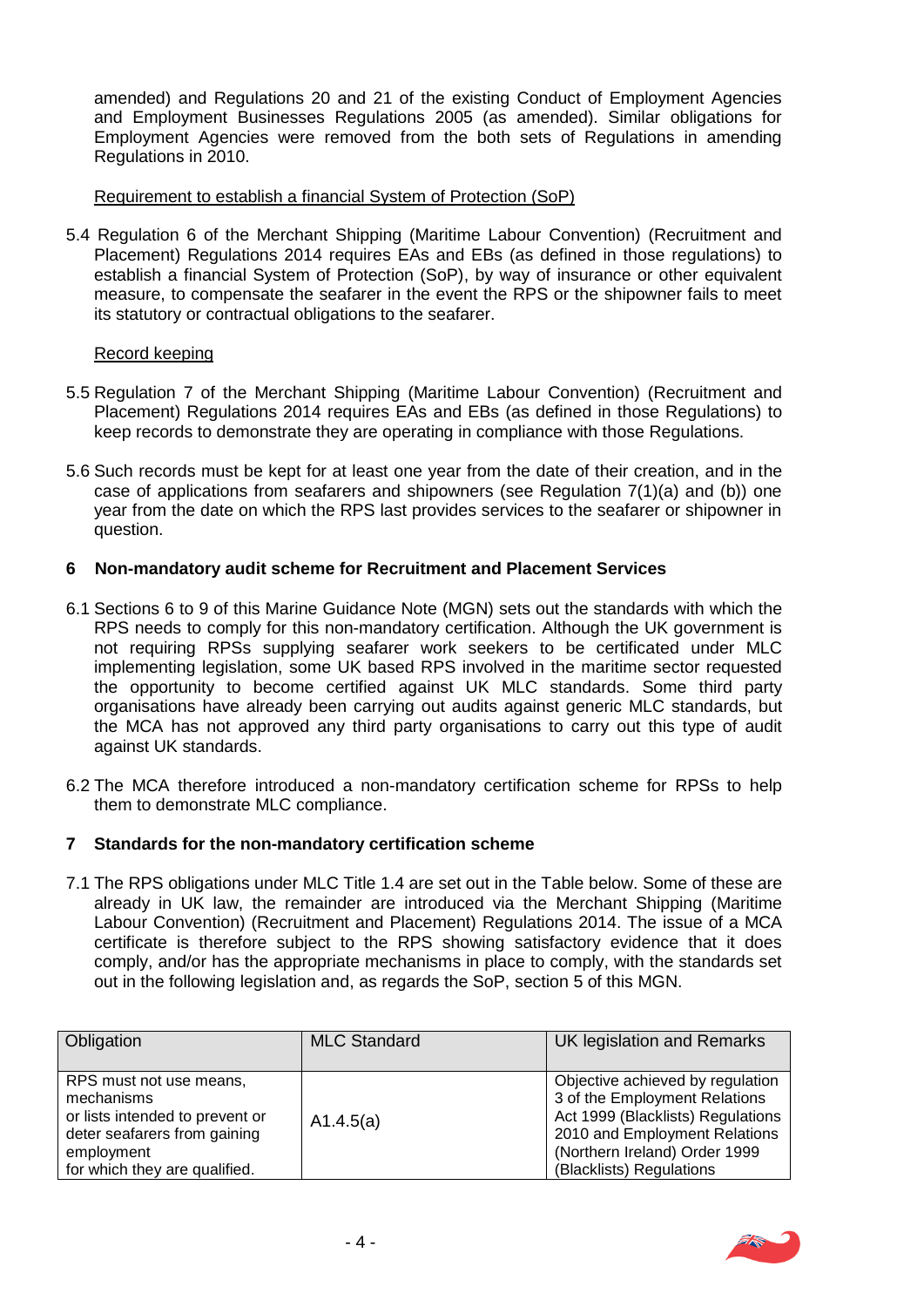amended) and Regulations 20 and 21 of the existing Conduct of Employment Agencies and Employment Businesses Regulations 2005 (as amended). Similar obligations for Employment Agencies were removed from the both sets of Regulations in amending Regulations in 2010.

Requirement to establish a financial System of Protection (SoP)

5.4 Regulation 6 of the Merchant Shipping (Maritime Labour Convention) (Recruitment and Placement) Regulations 2014 requires EAs and EBs (as defined in those regulations) to establish a financial System of Protection (SoP), by way of insurance or other equivalent measure, to compensate the seafarer in the event the RPS or the shipowner fails to meet its statutory or contractual obligations to the seafarer.

Record keeping

5.5 Regulation 7 of the Merchant Shipping (Maritime Labour Convention) (Recruitment and Placement) Regulations 2014 requires EAs and EBs (as defined in those Regulations) to keep records to demonstrate they are operating in compliance with those Regulations.

5.6 Such records must be kept for at least one year from the date of their creation, and in the case of applications from seafarers and shipowners (see Regulation 7(1)(a) and (b)) one year from the date on which the RPS last provides services to the seafarer or shipowner in question.

## 6 Non-mandatory audit scheme for Recruitment and Placement Services

6.1 Sections 6 to 9 of this Marine Guidance Note (MGN) sets out the standards with which the RPS needs to comply for this non-mandatory certification. Although the UK government is not requiring RPSs supplying seafarer work seekers to be certificated under MLC implementing legislation, some UK based RPS involved in the maritime sector requested the opportunity to become certified against UK MLC standards. Some third party organisations have already been carrying out audits against generic MLC standards, but the MCA has not approved any third party organisations to carry out this type of audit against UK standards.

6.2 The MCA therefore introduced a non-mandatory certification scheme for RPSs to help them to demonstrate MLC compliance.

## 7 Standards for the non-mandatory certification scheme

7.1 The RPS obligations under MLC Title 1.4 are set out in the Table below. Some of these are already in UK law, the remainder are introduced via the Merchant Shipping (Maritime Labour Convention) (Recruitment and Placement) Regulations 2014. The issue of a MCA certificate is therefore subject to the RPS showing satisfactory evidence that it does comply, and/or has the appropriate mechanisms in place to comply, with the standards set out in the following legislation and, as regards the SoP, section 5 of this MGN.

| Obligation | MLC Standard | UK legislation and Remarks |
|---|---|---|
| RPS must not use means, mechanisms or lists intended to prevent or deter seafarers from gaining employment for which they are qualified. | A1.4.5(a) | Objective achieved by regulation 3 of the Employment Relations Act 1999 (Blacklists) Regulations 2010 and Employment Relations (Northern Ireland) Order 1999 (Blacklists) Regulations |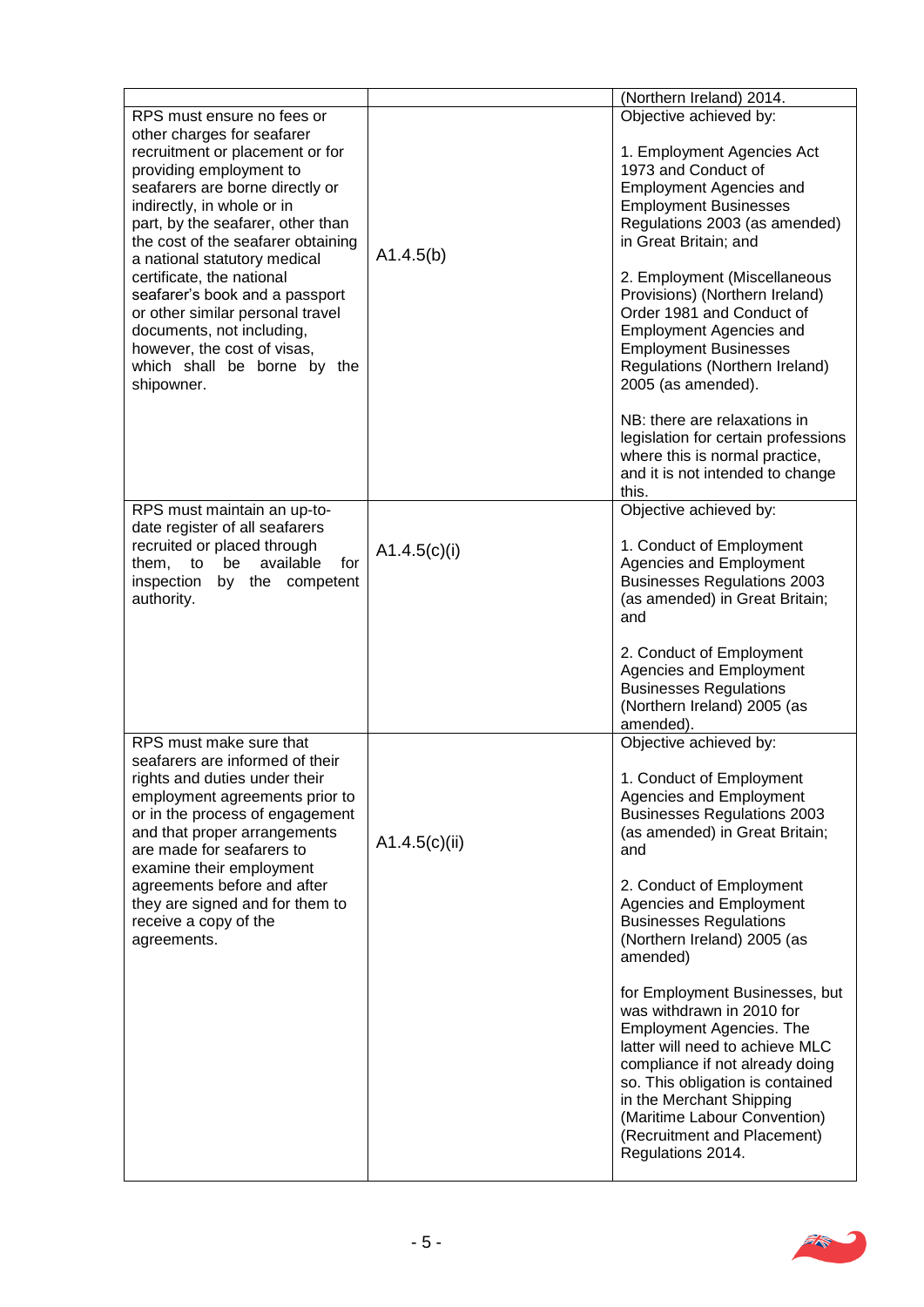| | | |
|---|---|---|
| | | (Northern Ireland) 2014. |
| RPS must ensure no fees or other charges for seafarer recruitment or placement or for providing employment to seafarers are borne directly or indirectly, in whole or in part, by the seafarer, other than the cost of the seafarer obtaining a national statutory medical certificate, the national seafarer's book and a passport or other similar personal travel documents, not including, however, the cost of visas, which shall be borne by the shipowner. | A1.4.5(b) | Objective achieved by:<br><br>1. Employment Agencies Act 1973 and Conduct of Employment Agencies and Employment Businesses Regulations 2003 (as amended) in Great Britain; and<br><br>2. Employment (Miscellaneous Provisions) (Northern Ireland) Order 1981 and Conduct of Employment Agencies and Employment Businesses Regulations (Northern Ireland) 2005 (as amended).<br><br>NB: there are relaxations in legislation for certain professions where this is normal practice, and it is not intended to change this. |
| RPS must maintain an up-to-date register of all seafarers recruited or placed through them, to be available for inspection by the competent authority. | A1.4.5(c)(i) | Objective achieved by:<br><br>1. Conduct of Employment Agencies and Employment Businesses Regulations 2003 (as amended) in Great Britain; and<br><br>2. Conduct of Employment Agencies and Employment Businesses Regulations (Northern Ireland) 2005 (as amended). |
| RPS must make sure that seafarers are informed of their rights and duties under their employment agreements prior to or in the process of engagement and that proper arrangements are made for seafarers to examine their employment agreements before and after they are signed and for them to receive a copy of the agreements. | A1.4.5(c)(ii) | Objective achieved by:<br><br>1. Conduct of Employment Agencies and Employment Businesses Regulations 2003 (as amended) in Great Britain; and<br><br>2. Conduct of Employment Agencies and Employment Businesses Regulations (Northern Ireland) 2005 (as amended)<br><br>for Employment Businesses, but was withdrawn in 2010 for Employment Agencies. The latter will need to achieve MLC compliance if not already doing so. This obligation is contained in the Merchant Shipping (Maritime Labour Convention) (Recruitment and Placement) Regulations 2014. |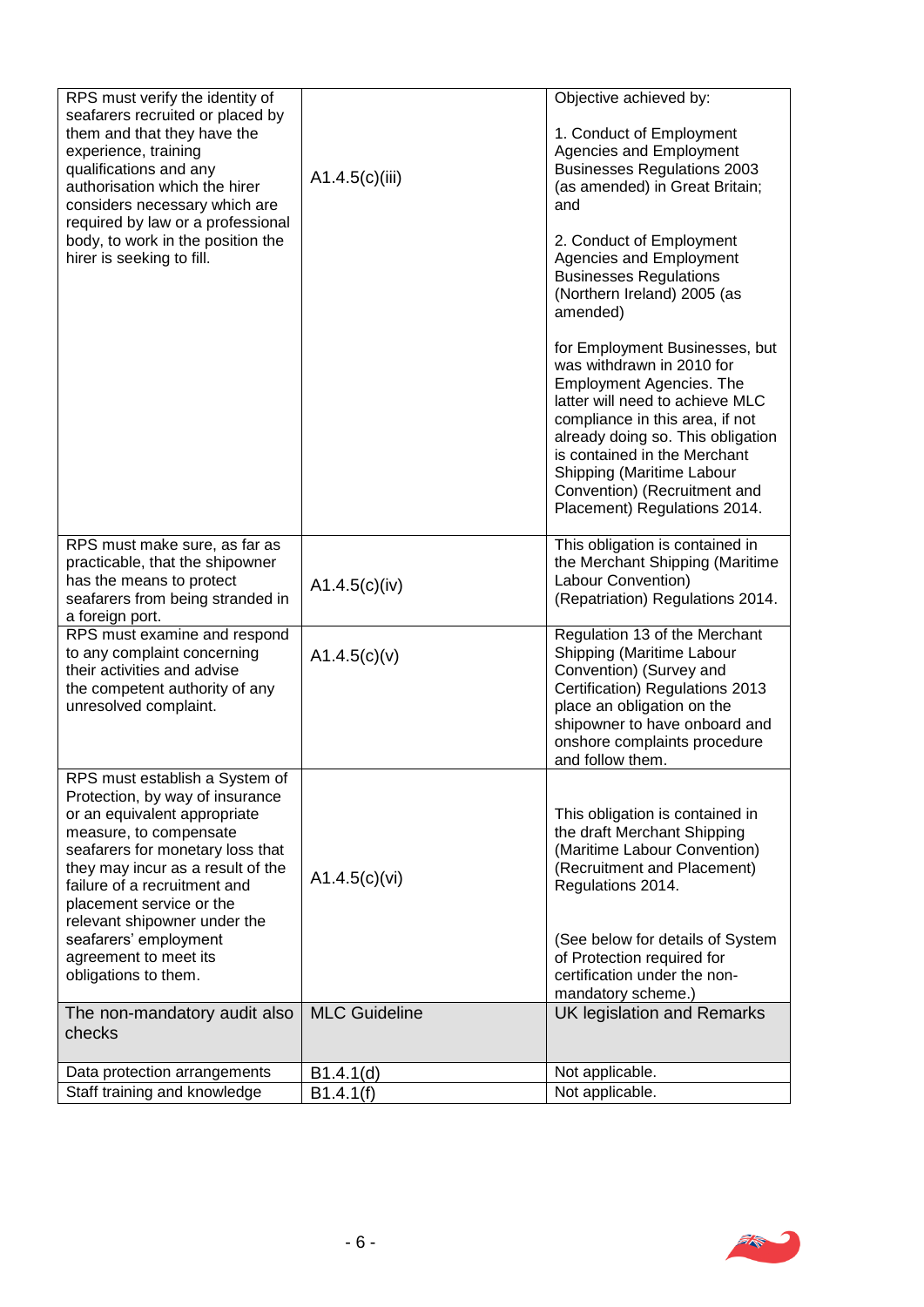| | | |
|---|---|---|
| RPS must verify the identity of seafarers recruited or placed by them and that they have the experience, training qualifications and any authorisation which the hirer considers necessary which are required by law or a professional body, to work in the position the hirer is seeking to fill. | A1.4.5(c)(iii) | Objective achieved by:<br><br>1. Conduct of Employment Agencies and Employment Businesses Regulations 2003 (as amended) in Great Britain; and<br><br>2. Conduct of Employment Agencies and Employment Businesses Regulations (Northern Ireland) 2005 (as amended)<br><br>for Employment Businesses, but was withdrawn in 2010 for Employment Agencies. The latter will need to achieve MLC compliance in this area, if not already doing so. This obligation is contained in the Merchant Shipping (Maritime Labour Convention) (Recruitment and Placement) Regulations 2014. |
| RPS must make sure, as far as practicable, that the shipowner has the means to protect seafarers from being stranded in a foreign port. | A1.4.5(c)(iv) | This obligation is contained in the Merchant Shipping (Maritime Labour Convention) (Repatriation) Regulations 2014. |
| RPS must examine and respond to any complaint concerning their activities and advise the competent authority of any unresolved complaint. | A1.4.5(c)(v) | Regulation 13 of the Merchant Shipping (Maritime Labour Convention) (Survey and Certification) Regulations 2013 place an obligation on the shipowner to have onboard and onshore complaints procedure and follow them. |
| RPS must establish a System of Protection, by way of insurance or an equivalent appropriate measure, to compensate seafarers for monetary loss that they may incur as a result of the failure of a recruitment and placement service or the relevant shipowner under the seafarers' employment agreement to meet its obligations to them. | A1.4.5(c)(vi) | This obligation is contained in the draft Merchant Shipping (Maritime Labour Convention) (Recruitment and Placement) Regulations 2014.<br><br>(See below for details of System of Protection required for certification under the non-mandatory scheme.) |
| **The non-mandatory audit also checks** | **MLC Guideline** | **UK legislation and Remarks** |
| Data protection arrangements | B1.4.1(d) | Not applicable. |
| Staff training and knowledge | B1.4.1(f) | Not applicable. |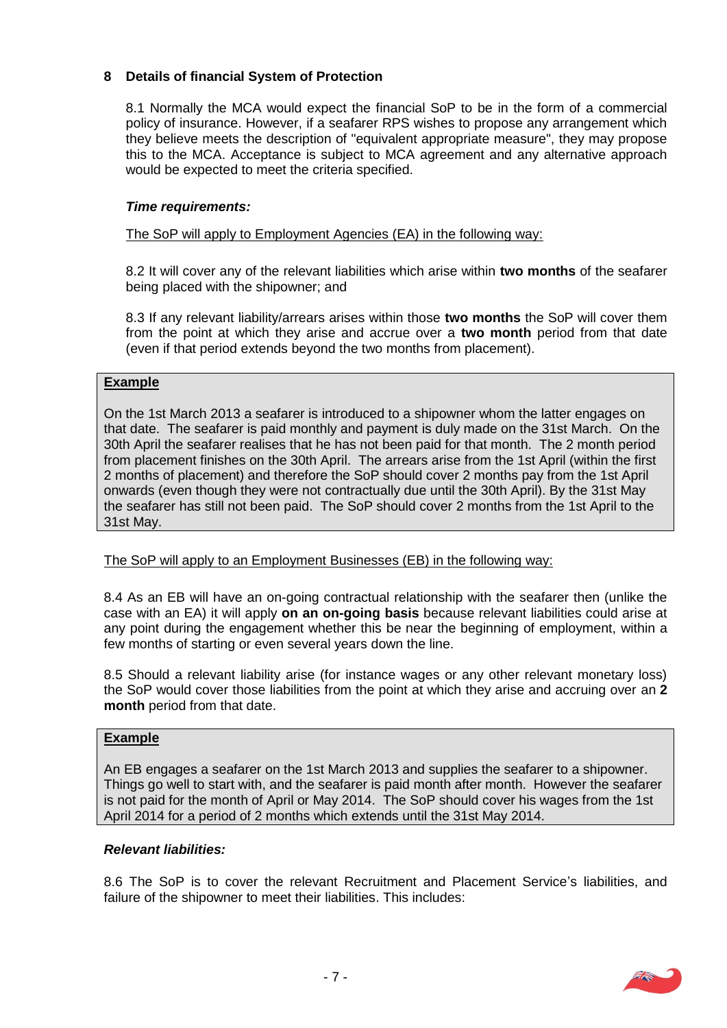## 8 Details of financial System of Protection

8.1 Normally the MCA would expect the financial SoP to be in the form of a commercial policy of insurance. However, if a seafarer RPS wishes to propose any arrangement which they believe meets the description of "equivalent appropriate measure", they may propose this to the MCA. Acceptance is subject to MCA agreement and any alternative approach would be expected to meet the criteria specified.

***Time requirements:***

<u>The SoP will apply to Employment Agencies (EA) in the following way:</u>

8.2 It will cover any of the relevant liabilities which arise within **two months** of the seafarer being placed with the shipowner; and

8.3 If any relevant liability/arrears arises within those **two months** the SoP will cover them from the point at which they arise and accrue over a **two month** period from that date (even if that period extends beyond the two months from placement).

> **<u>Example</u>**
>
> On the 1st March 2013 a seafarer is introduced to a shipowner whom the latter engages on that date. The seafarer is paid monthly and payment is duly made on the 31st March. On the 30th April the seafarer realises that he has not been paid for that month. The 2 month period from placement finishes on the 30th April. The arrears arise from the 1st April (within the first 2 months of placement) and therefore the SoP should cover 2 months pay from the 1st April onwards (even though they were not contractually due until the 30th April). By the 31st May the seafarer has still not been paid. The SoP should cover 2 months from the 1st April to the 31st May.

<u>The SoP will apply to an Employment Businesses (EB) in the following way:</u>

8.4 As an EB will have an on-going contractual relationship with the seafarer then (unlike the case with an EA) it will apply **on an on-going basis** because relevant liabilities could arise at any point during the engagement whether this be near the beginning of employment, within a few months of starting or even several years down the line.

8.5 Should a relevant liability arise (for instance wages or any other relevant monetary loss) the SoP would cover those liabilities from the point at which they arise and accruing over an **2 month** period from that date.

> **<u>Example</u>**
>
> An EB engages a seafarer on the 1st March 2013 and supplies the seafarer to a shipowner. Things go well to start with, and the seafarer is paid month after month. However the seafarer is not paid for the month of April or May 2014. The SoP should cover his wages from the 1st April 2014 for a period of 2 months which extends until the 31st May 2014.

***Relevant liabilities:***

8.6 The SoP is to cover the relevant Recruitment and Placement Service's liabilities, and failure of the shipowner to meet their liabilities. This includes: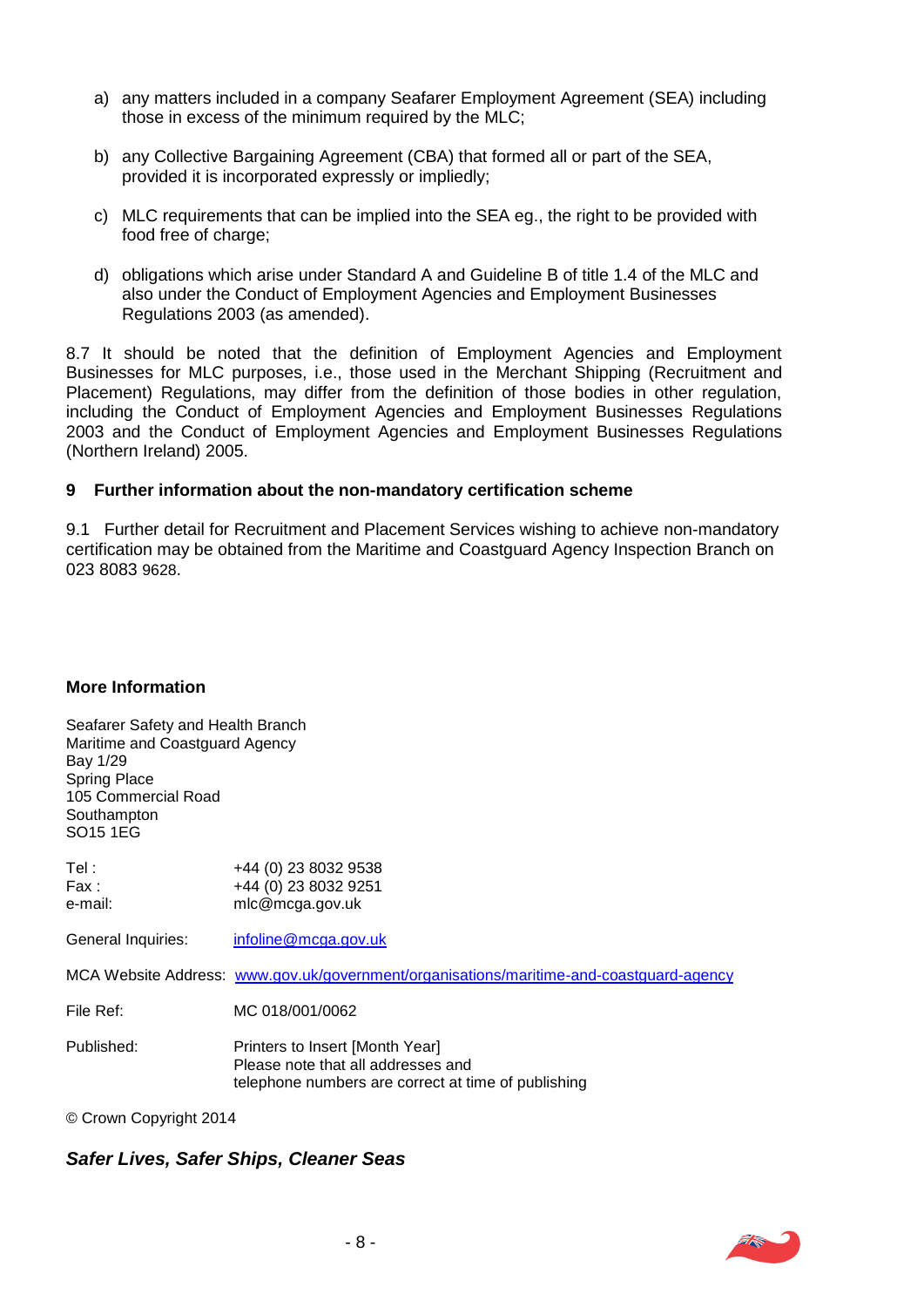a) any matters included in a company Seafarer Employment Agreement (SEA) including those in excess of the minimum required by the MLC;

b) any Collective Bargaining Agreement (CBA) that formed all or part of the SEA, provided it is incorporated expressly or impliedly;

c) MLC requirements that can be implied into the SEA eg., the right to be provided with food free of charge;

d) obligations which arise under Standard A and Guideline B of title 1.4 of the MLC and also under the Conduct of Employment Agencies and Employment Businesses Regulations 2003 (as amended).

8.7 It should be noted that the definition of Employment Agencies and Employment Businesses for MLC purposes, i.e., those used in the Merchant Shipping (Recruitment and Placement) Regulations, may differ from the definition of those bodies in other regulation, including the Conduct of Employment Agencies and Employment Businesses Regulations 2003 and the Conduct of Employment Agencies and Employment Businesses Regulations (Northern Ireland) 2005.

## 9 Further information about the non-mandatory certification scheme

9.1 Further detail for Recruitment and Placement Services wishing to achieve non-mandatory certification may be obtained from the Maritime and Coastguard Agency Inspection Branch on 023 8083 9628.

### More Information

Seafarer Safety and Health Branch
Maritime and Coastguard Agency
Bay 1/29
Spring Place
105 Commercial Road
Southampton
SO15 1EG

| | |
|---|---|
| Tel : | +44 (0) 23 8032 9538 |
| Fax : | +44 (0) 23 8032 9251 |
| e-mail: | mlc@mcga.gov.uk |
| General Inquiries: | infoline@mcga.gov.uk |
| MCA Website Address: | www.gov.uk/government/organisations/maritime-and-coastguard-agency |
| File Ref: | MC 018/001/0062 |
| Published: | Printers to Insert [Month Year] Please note that all addresses and telephone numbers are correct at time of publishing |

© Crown Copyright 2014

***Safer Lives, Safer Ships, Cleaner Seas***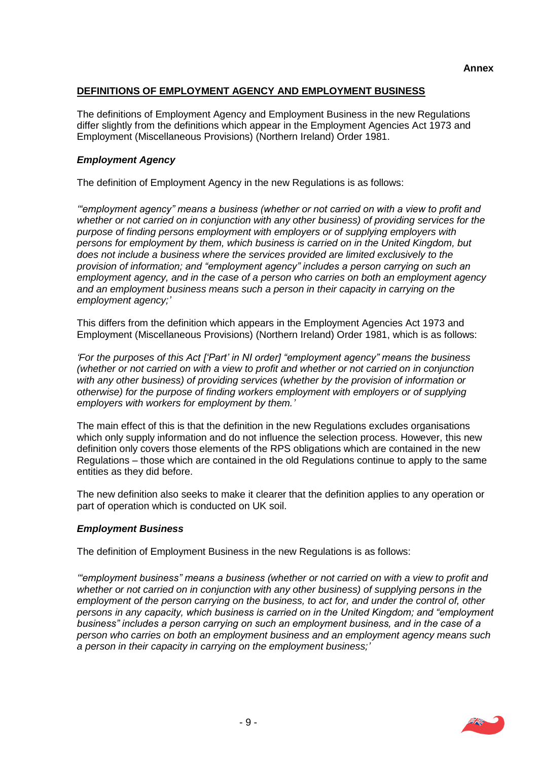**Annex**

## DEFINITIONS OF EMPLOYMENT AGENCY AND EMPLOYMENT BUSINESS

The definitions of Employment Agency and Employment Business in the new Regulations differ slightly from the definitions which appear in the Employment Agencies Act 1973 and Employment (Miscellaneous Provisions) (Northern Ireland) Order 1981.

### *Employment Agency*

The definition of Employment Agency in the new Regulations is as follows:

*'"employment agency" means a business (whether or not carried on with a view to profit and whether or not carried on in conjunction with any other business) of providing services for the purpose of finding persons employment with employers or of supplying employers with persons for employment by them, which business is carried on in the United Kingdom, but does not include a business where the services provided are limited exclusively to the provision of information; and "employment agency" includes a person carrying on such an employment agency, and in the case of a person who carries on both an employment agency and an employment business means such a person in their capacity in carrying on the employment agency;'*

This differs from the definition which appears in the Employment Agencies Act 1973 and Employment (Miscellaneous Provisions) (Northern Ireland) Order 1981, which is as follows:

*'For the purposes of this Act ['Part' in NI order] "employment agency" means the business (whether or not carried on with a view to profit and whether or not carried on in conjunction with any other business) of providing services (whether by the provision of information or otherwise) for the purpose of finding workers employment with employers or of supplying employers with workers for employment by them.'*

The main effect of this is that the definition in the new Regulations excludes organisations which only supply information and do not influence the selection process. However, this new definition only covers those elements of the RPS obligations which are contained in the new Regulations – those which are contained in the old Regulations continue to apply to the same entities as they did before.

The new definition also seeks to make it clearer that the definition applies to any operation or part of operation which is conducted on UK soil.

### *Employment Business*

The definition of Employment Business in the new Regulations is as follows:

*'"employment business" means a business (whether or not carried on with a view to profit and whether or not carried on in conjunction with any other business) of supplying persons in the employment of the person carrying on the business, to act for, and under the control of, other persons in any capacity, which business is carried on in the United Kingdom; and "employment business" includes a person carrying on such an employment business, and in the case of a person who carries on both an employment business and an employment agency means such a person in their capacity in carrying on the employment business;'*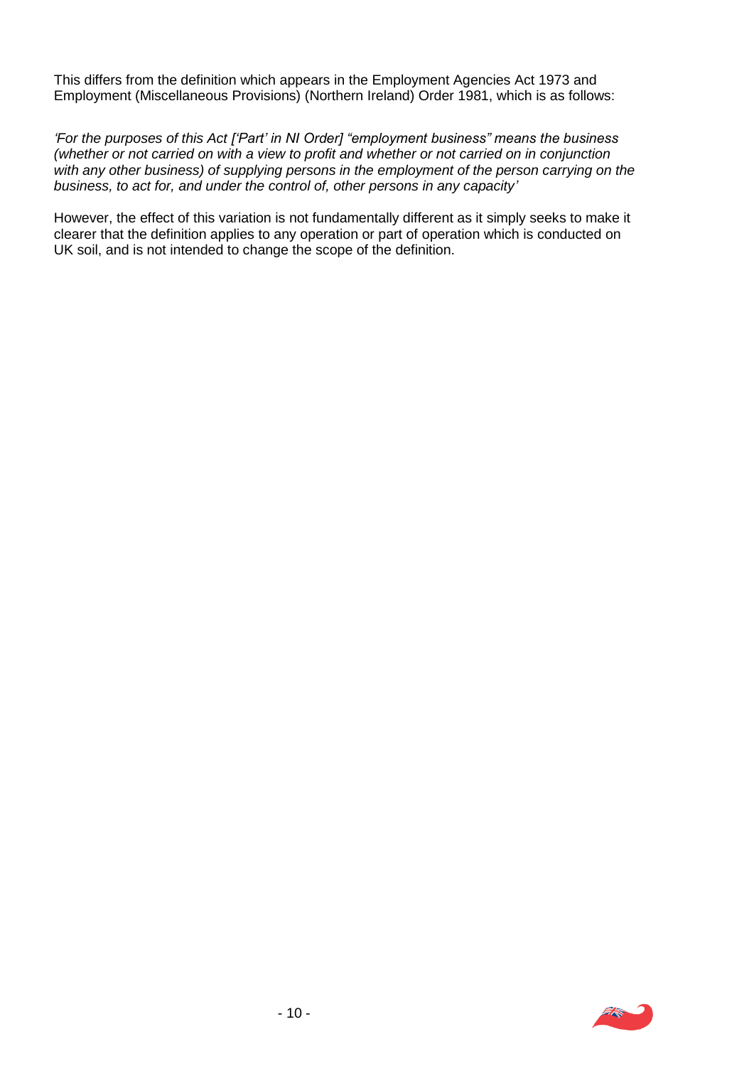This differs from the definition which appears in the Employment Agencies Act 1973 and Employment (Miscellaneous Provisions) (Northern Ireland) Order 1981, which is as follows:

*'For the purposes of this Act ['Part' in NI Order] "employment business" means the business (whether or not carried on with a view to profit and whether or not carried on in conjunction with any other business) of supplying persons in the employment of the person carrying on the business, to act for, and under the control of, other persons in any capacity'*

However, the effect of this variation is not fundamentally different as it simply seeks to make it clearer that the definition applies to any operation or part of operation which is conducted on UK soil, and is not intended to change the scope of the definition.